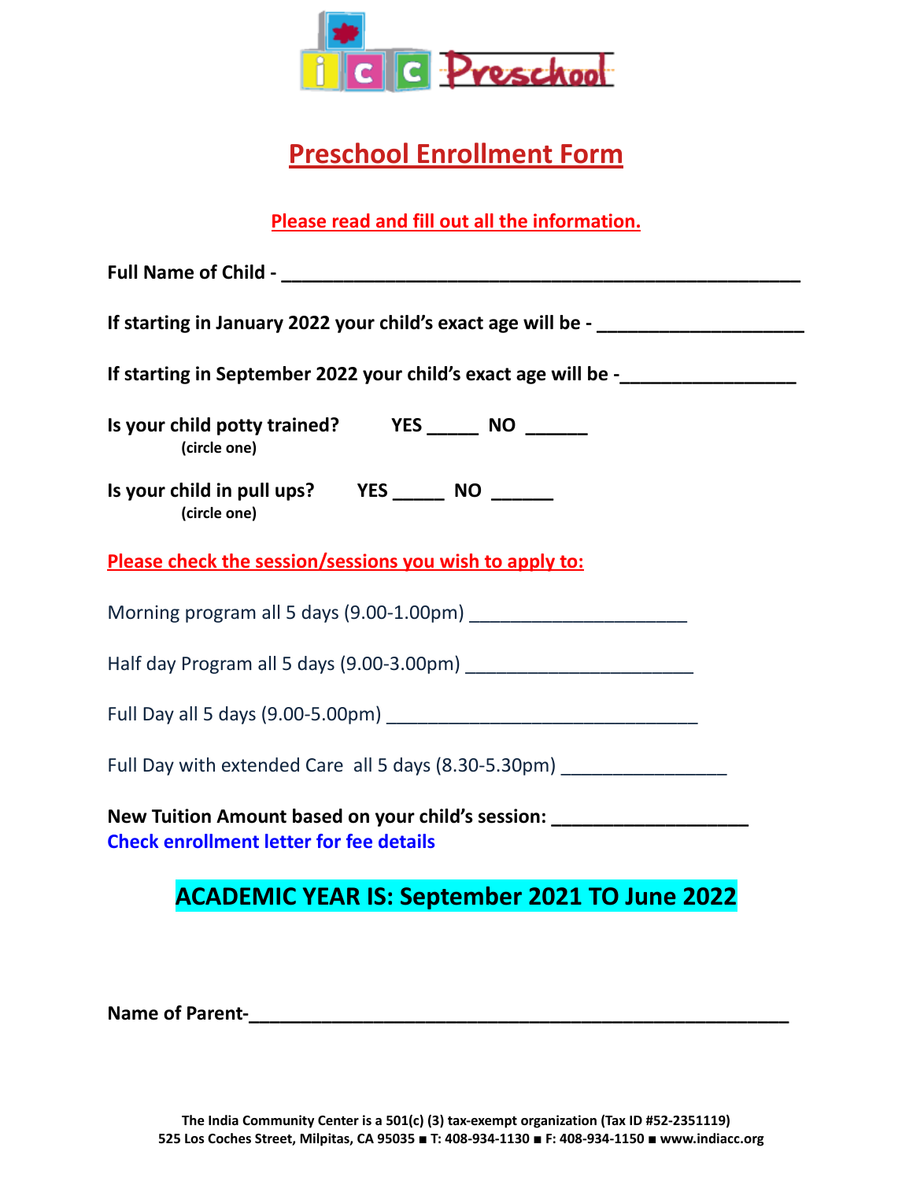# Preschool Enrollment Form

**Please read and fill out all the information.**

**Full Name of Child -** ______________________________________________________

**If starting in January 2022 your child's exact age will be -** ____________________

**If starting in September 2022 your child's exact age will be -**_________________

**Is your child potty trained?** **YES** _____ **NO** ______
**(circle one)**

**Is your child in pull ups?** **YES** _____ **NO** ______
**(circle one)**

**Please check the session/sessions you wish to apply to:**

Morning program all 5 days (9.00-1.00pm) _____________________

Half day Program all 5 days (9.00-3.00pm) ______________________

Full Day all 5 days (9.00-5.00pm) ______________________________

Full Day with extended Care all 5 days (8.30-5.30pm) ________________

**New Tuition Amount based on your child's session:** ___________________
**Check enrollment letter for fee details**

## ACADEMIC YEAR IS: September 2021 TO June 2022

**Name of Parent-**_______________________________________________________

**The India Community Center is a 501(c) (3) tax-exempt organization (Tax ID #52-2351119)**
**525 Los Coches Street, Milpitas, CA 95035 ■ T: 408-934-1130 ■ F: 408-934-1150 ■ www.indiacc.org**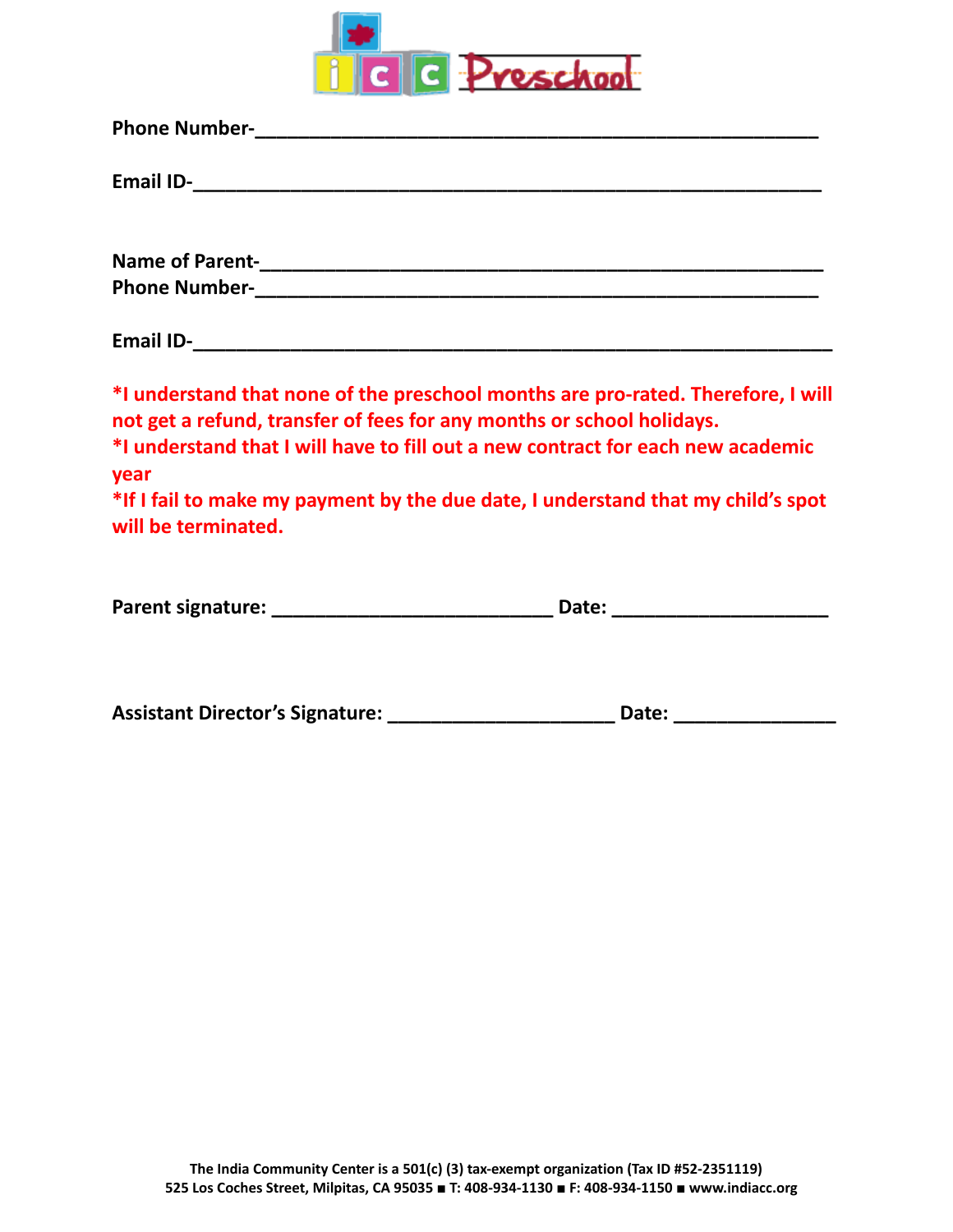**Phone Number-\_\_\_\_\_\_\_\_\_\_\_\_\_\_\_\_\_\_\_\_\_\_\_\_\_\_\_\_\_\_\_\_\_\_\_\_\_\_\_\_\_\_\_\_\_\_\_\_\_\_\_\_\_\_\_\_**

**Email ID-\_\_\_\_\_\_\_\_\_\_\_\_\_\_\_\_\_\_\_\_\_\_\_\_\_\_\_\_\_\_\_\_\_\_\_\_\_\_\_\_\_\_\_\_\_\_\_\_\_\_\_\_\_\_\_\_\_\_\_\_\_**

**Name of Parent-\_\_\_\_\_\_\_\_\_\_\_\_\_\_\_\_\_\_\_\_\_\_\_\_\_\_\_\_\_\_\_\_\_\_\_\_\_\_\_\_\_\_\_\_\_\_\_\_\_\_\_\_\_\_\_**
**Phone Number-\_\_\_\_\_\_\_\_\_\_\_\_\_\_\_\_\_\_\_\_\_\_\_\_\_\_\_\_\_\_\_\_\_\_\_\_\_\_\_\_\_\_\_\_\_\_\_\_\_\_\_\_\_\_\_\_**

**Email ID-\_\_\_\_\_\_\_\_\_\_\_\_\_\_\_\_\_\_\_\_\_\_\_\_\_\_\_\_\_\_\_\_\_\_\_\_\_\_\_\_\_\_\_\_\_\_\_\_\_\_\_\_\_\_\_\_\_\_\_\_\_\_**

**\*I understand that none of the preschool months are pro-rated. Therefore, I will not get a refund, transfer of fees for any months or school holidays.**
**\*I understand that I will have to fill out a new contract for each new academic year**
**\*If I fail to make my payment by the due date, I understand that my child's spot will be terminated.**

**Parent signature: \_\_\_\_\_\_\_\_\_\_\_\_\_\_\_\_\_\_\_\_\_\_\_\_\_\_\_ Date: \_\_\_\_\_\_\_\_\_\_\_\_\_\_\_\_\_\_\_\_\_**

**Assistant Director's Signature: \_\_\_\_\_\_\_\_\_\_\_\_\_\_\_\_\_\_\_\_\_\_ Date: \_\_\_\_\_\_\_\_\_\_\_\_\_\_\_\_**

**The India Community Center is a 501(c) (3) tax-exempt organization (Tax ID #52-2351119)**
**525 Los Coches Street, Milpitas, CA 95035 ■ T: 408-934-1130 ■ F: 408-934-1150 ■ www.indiacc.org**